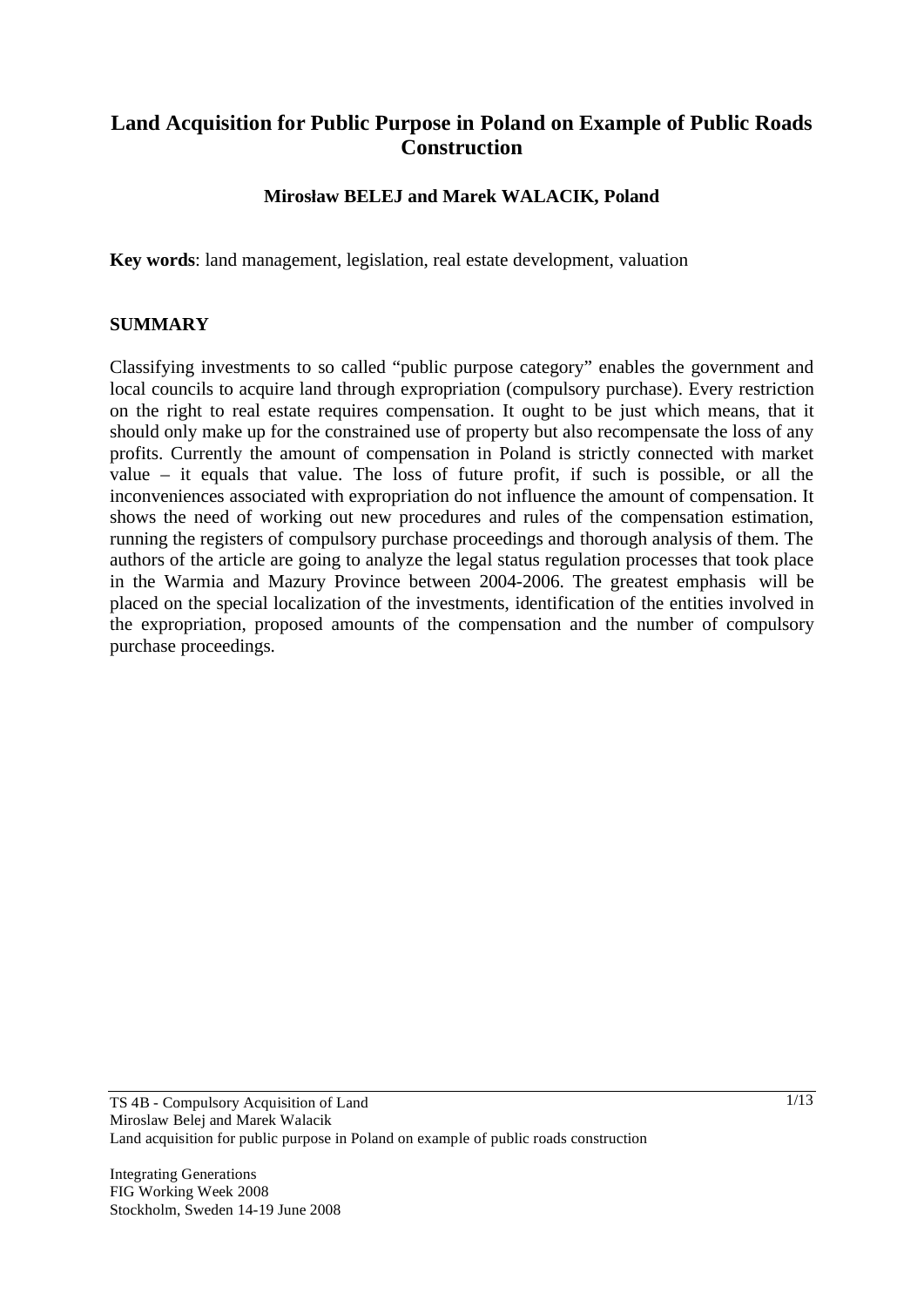# Land Acquisition for Public Purpose in Poland on Example of Public Roads Construction

**Mirosław BELEJ and Marek WALACIK, Poland**

**Key words**: land management, legislation, real estate development, valuation

## SUMMARY

Classifying investments to so called "public purpose category" enables the government and local councils to acquire land through expropriation (compulsory purchase). Every restriction on the right to real estate requires compensation. It ought to be just which means, that it should only make up for the constrained use of property but also recompensate the loss of any profits. Currently the amount of compensation in Poland is strictly connected with market value – it equals that value. The loss of future profit, if such is possible, or all the inconveniences associated with expropriation do not influence the amount of compensation. It shows the need of working out new procedures and rules of the compensation estimation, running the registers of compulsory purchase proceedings and thorough analysis of them. The authors of the article are going to analyze the legal status regulation processes that took place in the Warmia and Mazury Province between 2004-2006. The greatest emphasis will be placed on the special localization of the investments, identification of the entities involved in the expropriation, proposed amounts of the compensation and the number of compulsory purchase proceedings.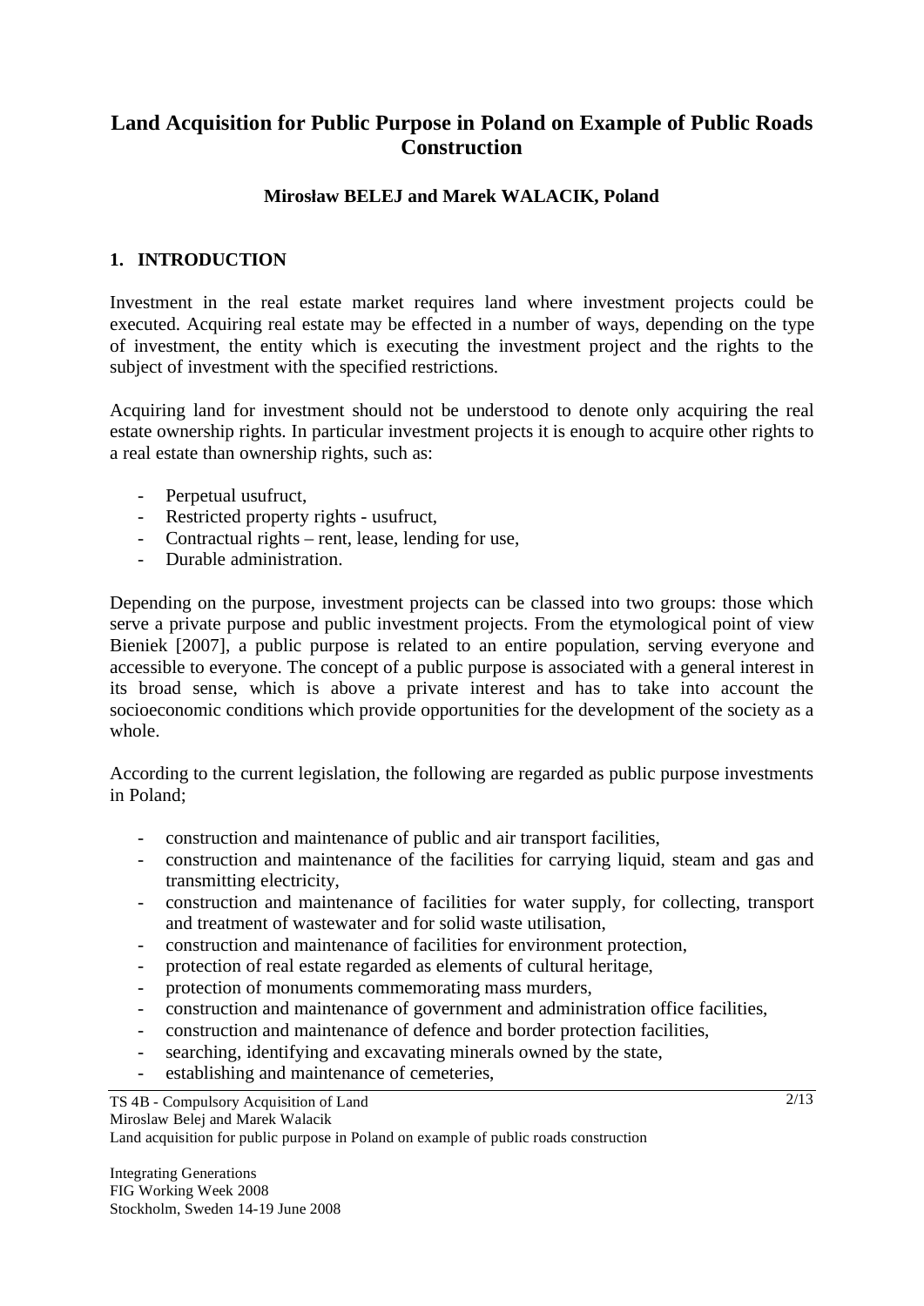# Land Acquisition for Public Purpose in Poland on Example of Public Roads Construction

**Mirosław BELEJ and Marek WALACIK, Poland**

## 1. INTRODUCTION

Investment in the real estate market requires land where investment projects could be executed. Acquiring real estate may be effected in a number of ways, depending on the type of investment, the entity which is executing the investment project and the rights to the subject of investment with the specified restrictions.

Acquiring land for investment should not be understood to denote only acquiring the real estate ownership rights. In particular investment projects it is enough to acquire other rights to a real estate than ownership rights, such as:

- Perpetual usufruct,
- Restricted property rights - usufruct,
- Contractual rights – rent, lease, lending for use,
- Durable administration.

Depending on the purpose, investment projects can be classed into two groups: those which serve a private purpose and public investment projects. From the etymological point of view Bieniek [2007], a public purpose is related to an entire population, serving everyone and accessible to everyone. The concept of a public purpose is associated with a general interest in its broad sense, which is above a private interest and has to take into account the socioeconomic conditions which provide opportunities for the development of the society as a whole.

According to the current legislation, the following are regarded as public purpose investments in Poland;

- construction and maintenance of public and air transport facilities,
- construction and maintenance of the facilities for carrying liquid, steam and gas and transmitting electricity,
- construction and maintenance of facilities for water supply, for collecting, transport and treatment of wastewater and for solid waste utilisation,
- construction and maintenance of facilities for environment protection,
- protection of real estate regarded as elements of cultural heritage,
- protection of monuments commemorating mass murders,
- construction and maintenance of government and administration office facilities,
- construction and maintenance of defence and border protection facilities,
- searching, identifying and excavating minerals owned by the state,
- establishing and maintenance of cemeteries,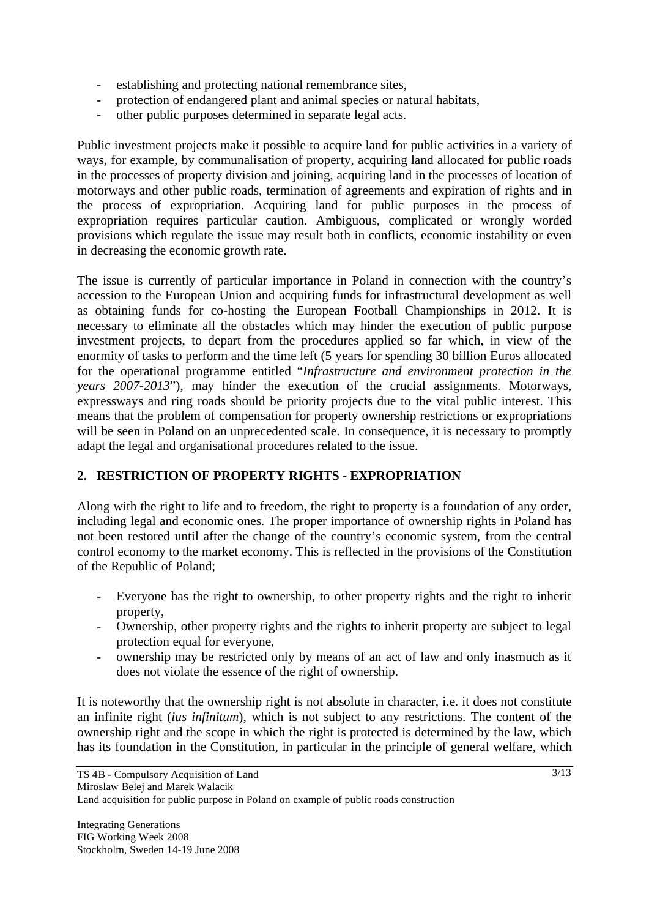- establishing and protecting national remembrance sites,
- protection of endangered plant and animal species or natural habitats,
- other public purposes determined in separate legal acts.

Public investment projects make it possible to acquire land for public activities in a variety of ways, for example, by communalisation of property, acquiring land allocated for public roads in the processes of property division and joining, acquiring land in the processes of location of motorways and other public roads, termination of agreements and expiration of rights and in the process of expropriation. Acquiring land for public purposes in the process of expropriation requires particular caution. Ambiguous, complicated or wrongly worded provisions which regulate the issue may result both in conflicts, economic instability or even in decreasing the economic growth rate.

The issue is currently of particular importance in Poland in connection with the country's accession to the European Union and acquiring funds for infrastructural development as well as obtaining funds for co-hosting the European Football Championships in 2012. It is necessary to eliminate all the obstacles which may hinder the execution of public purpose investment projects, to depart from the procedures applied so far which, in view of the enormity of tasks to perform and the time left (5 years for spending 30 billion Euros allocated for the operational programme entitled "*Infrastructure and environment protection in the years 2007-2013*"), may hinder the execution of the crucial assignments. Motorways, expressways and ring roads should be priority projects due to the vital public interest. This means that the problem of compensation for property ownership restrictions or expropriations will be seen in Poland on an unprecedented scale. In consequence, it is necessary to promptly adapt the legal and organisational procedures related to the issue.

## 2. RESTRICTION OF PROPERTY RIGHTS - EXPROPRIATION

Along with the right to life and to freedom, the right to property is a foundation of any order, including legal and economic ones. The proper importance of ownership rights in Poland has not been restored until after the change of the country's economic system, from the central control economy to the market economy. This is reflected in the provisions of the Constitution of the Republic of Poland;

- Everyone has the right to ownership, to other property rights and the right to inherit property,
- Ownership, other property rights and the rights to inherit property are subject to legal protection equal for everyone,
- ownership may be restricted only by means of an act of law and only inasmuch as it does not violate the essence of the right of ownership.

It is noteworthy that the ownership right is not absolute in character, i.e. it does not constitute an infinite right (*ius infinitum*), which is not subject to any restrictions. The content of the ownership right and the scope in which the right is protected is determined by the law, which has its foundation in the Constitution, in particular in the principle of general welfare, which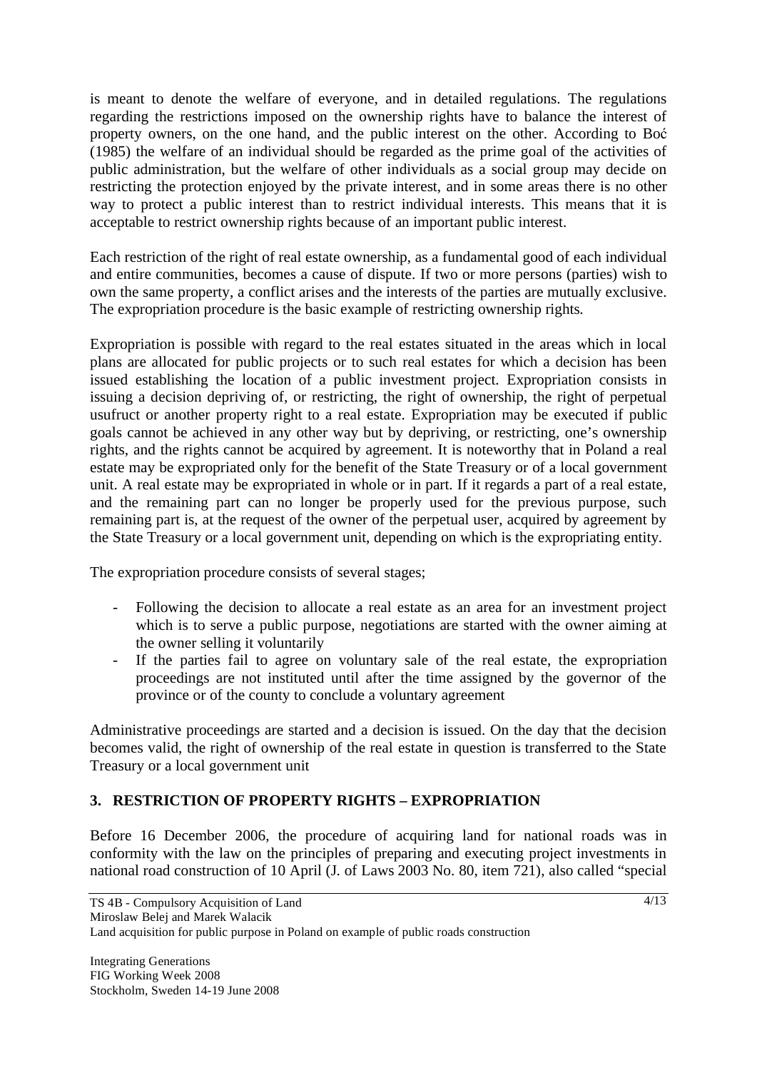is meant to denote the welfare of everyone, and in detailed regulations. The regulations regarding the restrictions imposed on the ownership rights have to balance the interest of property owners, on the one hand, and the public interest on the other. According to Boć (1985) the welfare of an individual should be regarded as the prime goal of the activities of public administration, but the welfare of other individuals as a social group may decide on restricting the protection enjoyed by the private interest, and in some areas there is no other way to protect a public interest than to restrict individual interests. This means that it is acceptable to restrict ownership rights because of an important public interest.

Each restriction of the right of real estate ownership, as a fundamental good of each individual and entire communities, becomes a cause of dispute. If two or more persons (parties) wish to own the same property, a conflict arises and the interests of the parties are mutually exclusive. The expropriation procedure is the basic example of restricting ownership rights.

Expropriation is possible with regard to the real estates situated in the areas which in local plans are allocated for public projects or to such real estates for which a decision has been issued establishing the location of a public investment project. Expropriation consists in issuing a decision depriving of, or restricting, the right of ownership, the right of perpetual usufruct or another property right to a real estate. Expropriation may be executed if public goals cannot be achieved in any other way but by depriving, or restricting, one's ownership rights, and the rights cannot be acquired by agreement. It is noteworthy that in Poland a real estate may be expropriated only for the benefit of the State Treasury or of a local government unit. A real estate may be expropriated in whole or in part. If it regards a part of a real estate, and the remaining part can no longer be properly used for the previous purpose, such remaining part is, at the request of the owner of the perpetual user, acquired by agreement by the State Treasury or a local government unit, depending on which is the expropriating entity.

The expropriation procedure consists of several stages;

- Following the decision to allocate a real estate as an area for an investment project which is to serve a public purpose, negotiations are started with the owner aiming at the owner selling it voluntarily
- If the parties fail to agree on voluntary sale of the real estate, the expropriation proceedings are not instituted until after the time assigned by the governor of the province or of the county to conclude a voluntary agreement

Administrative proceedings are started and a decision is issued. On the day that the decision becomes valid, the right of ownership of the real estate in question is transferred to the State Treasury or a local government unit

## 3. RESTRICTION OF PROPERTY RIGHTS – EXPROPRIATION

Before 16 December 2006, the procedure of acquiring land for national roads was in conformity with the law on the principles of preparing and executing project investments in national road construction of 10 April (J. of Laws 2003 No. 80, item 721), also called "special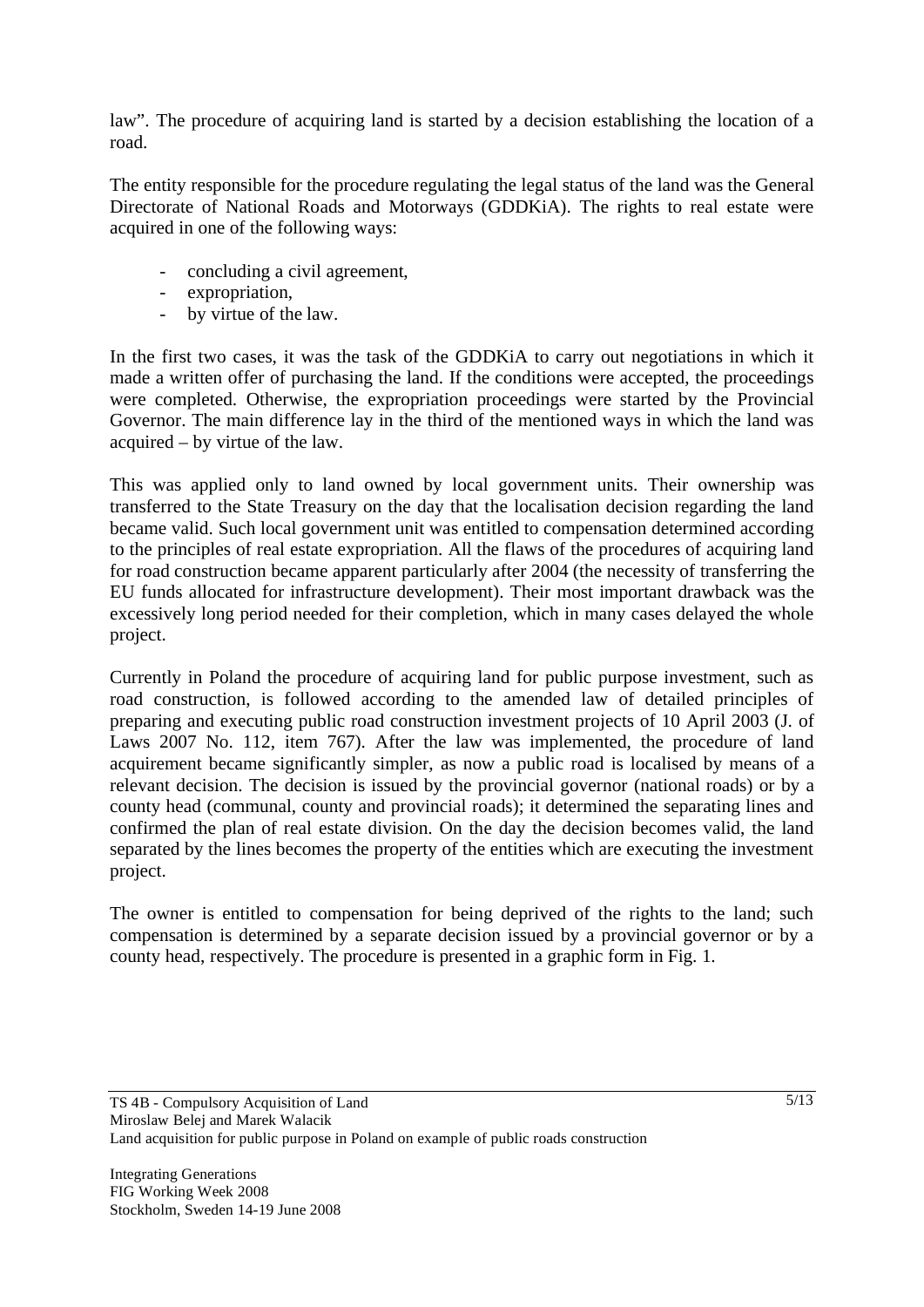law". The procedure of acquiring land is started by a decision establishing the location of a road.

The entity responsible for the procedure regulating the legal status of the land was the General Directorate of National Roads and Motorways (GDDKiA). The rights to real estate were acquired in one of the following ways:

- concluding a civil agreement,
- expropriation,
- by virtue of the law.

In the first two cases, it was the task of the GDDKiA to carry out negotiations in which it made a written offer of purchasing the land. If the conditions were accepted, the proceedings were completed. Otherwise, the expropriation proceedings were started by the Provincial Governor. The main difference lay in the third of the mentioned ways in which the land was acquired – by virtue of the law.

This was applied only to land owned by local government units. Their ownership was transferred to the State Treasury on the day that the localisation decision regarding the land became valid. Such local government unit was entitled to compensation determined according to the principles of real estate expropriation. All the flaws of the procedures of acquiring land for road construction became apparent particularly after 2004 (the necessity of transferring the EU funds allocated for infrastructure development). Their most important drawback was the excessively long period needed for their completion, which in many cases delayed the whole project.

Currently in Poland the procedure of acquiring land for public purpose investment, such as road construction, is followed according to the amended law of detailed principles of preparing and executing public road construction investment projects of 10 April 2003 (J. of Laws 2007 No. 112, item 767). After the law was implemented, the procedure of land acquirement became significantly simpler, as now a public road is localised by means of a relevant decision. The decision is issued by the provincial governor (national roads) or by a county head (communal, county and provincial roads); it determined the separating lines and confirmed the plan of real estate division. On the day the decision becomes valid, the land separated by the lines becomes the property of the entities which are executing the investment project.

The owner is entitled to compensation for being deprived of the rights to the land; such compensation is determined by a separate decision issued by a provincial governor or by a county head, respectively. The procedure is presented in a graphic form in Fig. 1.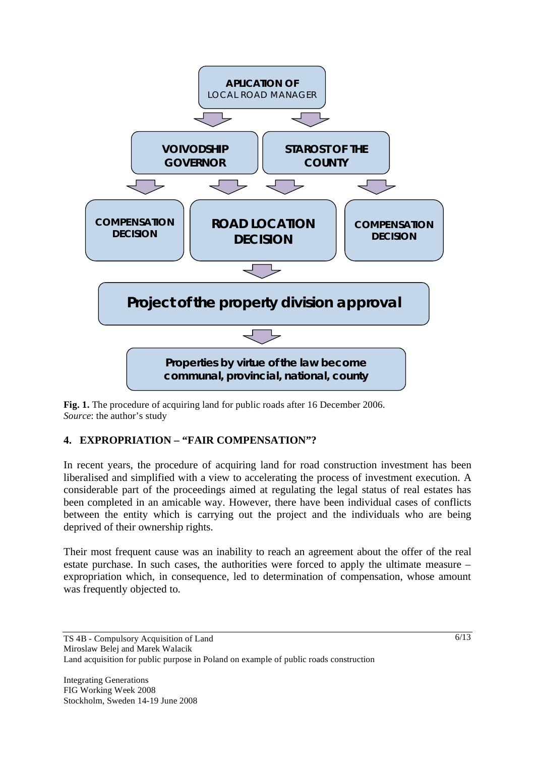APLICATION OF
LOCAL ROAD MANAGER

VOIVODSHIP GOVERNOR

STAROST OF THE COUNTY

COMPENSATION DECISION

ROAD LOCATION DECISION

COMPENSATION DECISION

**Project of the property division approval**

**Properties by virtue of the law become communal, provincial, national, county**

**Fig. 1.** The procedure of acquiring land for public roads after 16 December 2006.
*Source*: the author's study

## 4. EXPROPRIATION – "FAIR COMPENSATION"?

In recent years, the procedure of acquiring land for road construction investment has been liberalised and simplified with a view to accelerating the process of investment execution. A considerable part of the proceedings aimed at regulating the legal status of real estates has been completed in an amicable way. However, there have been individual cases of conflicts between the entity which is carrying out the project and the individuals who are being deprived of their ownership rights.

Their most frequent cause was an inability to reach an agreement about the offer of the real estate purchase. In such cases, the authorities were forced to apply the ultimate measure – expropriation which, in consequence, led to determination of compensation, whose amount was frequently objected to.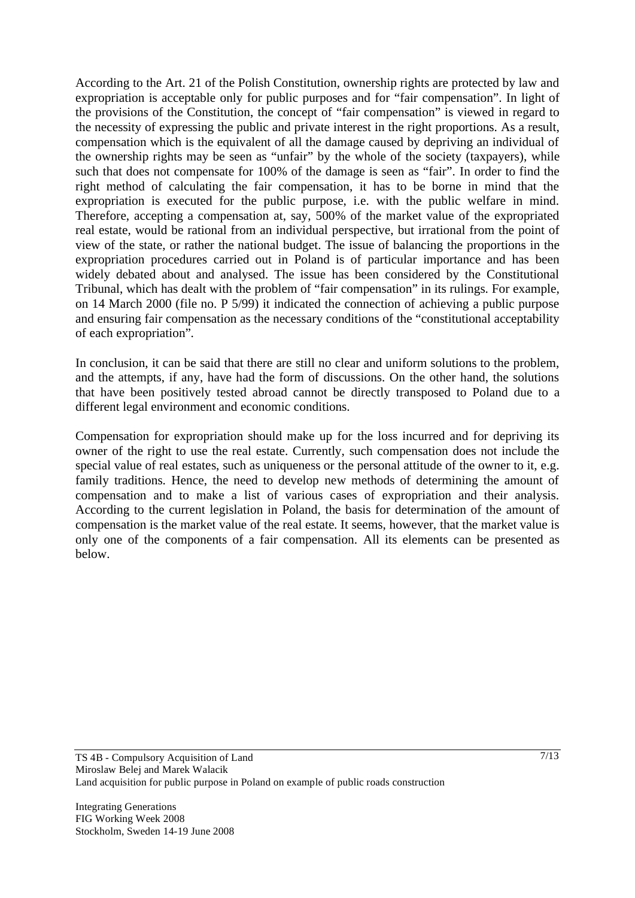According to the Art. 21 of the Polish Constitution, ownership rights are protected by law and expropriation is acceptable only for public purposes and for "fair compensation". In light of the provisions of the Constitution, the concept of "fair compensation" is viewed in regard to the necessity of expressing the public and private interest in the right proportions. As a result, compensation which is the equivalent of all the damage caused by depriving an individual of the ownership rights may be seen as "unfair" by the whole of the society (taxpayers), while such that does not compensate for 100% of the damage is seen as "fair". In order to find the right method of calculating the fair compensation, it has to be borne in mind that the expropriation is executed for the public purpose, i.e. with the public welfare in mind. Therefore, accepting a compensation at, say, 500% of the market value of the expropriated real estate, would be rational from an individual perspective, but irrational from the point of view of the state, or rather the national budget. The issue of balancing the proportions in the expropriation procedures carried out in Poland is of particular importance and has been widely debated about and analysed. The issue has been considered by the Constitutional Tribunal, which has dealt with the problem of "fair compensation" in its rulings. For example, on 14 March 2000 (file no. P 5/99) it indicated the connection of achieving a public purpose and ensuring fair compensation as the necessary conditions of the "constitutional acceptability of each expropriation".

In conclusion, it can be said that there are still no clear and uniform solutions to the problem, and the attempts, if any, have had the form of discussions. On the other hand, the solutions that have been positively tested abroad cannot be directly transposed to Poland due to a different legal environment and economic conditions.

Compensation for expropriation should make up for the loss incurred and for depriving its owner of the right to use the real estate. Currently, such compensation does not include the special value of real estates, such as uniqueness or the personal attitude of the owner to it, e.g. family traditions. Hence, the need to develop new methods of determining the amount of compensation and to make a list of various cases of expropriation and their analysis. According to the current legislation in Poland, the basis for determination of the amount of compensation is the market value of the real estate. It seems, however, that the market value is only one of the components of a fair compensation. All its elements can be presented as below.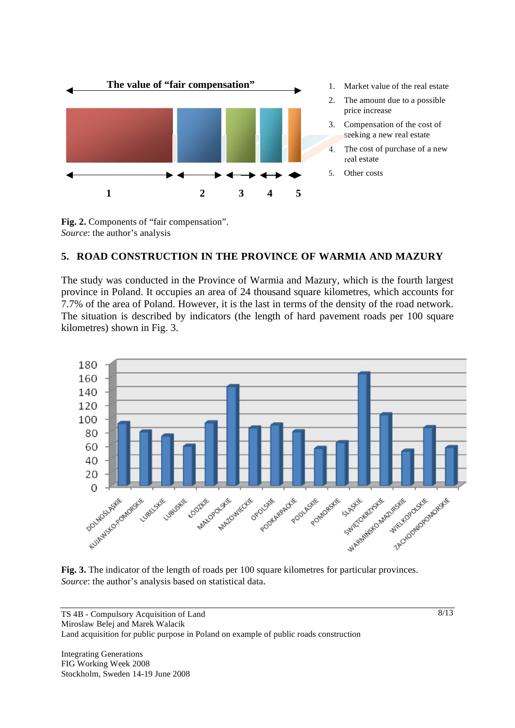The value of "fair compensation"

1. Market value of the real estate
2. The amount due to a possible price increase
3. Compensation of the cost of seeking a new real estate
4. The cost of purchase of a new real estate
5. Other costs

**Fig. 2.** Components of "fair compensation".
*Source*: the author's analysis

## 5. ROAD CONSTRUCTION IN THE PROVINCE OF WARMIA AND MAZURY

The study was conducted in the Province of Warmia and Mazury, which is the fourth largest province in Poland. It occupies an area of 24 thousand square kilometres, which accounts for 7.7% of the area of Poland. However, it is the last in terms of the density of the road network. The situation is described by indicators (the length of hard pavement roads per 100 square kilometres) shown in Fig. 3.

**Fig. 3.** The indicator of the length of roads per 100 square kilometres for particular provinces.
*Source*: the author's analysis based on statistical data.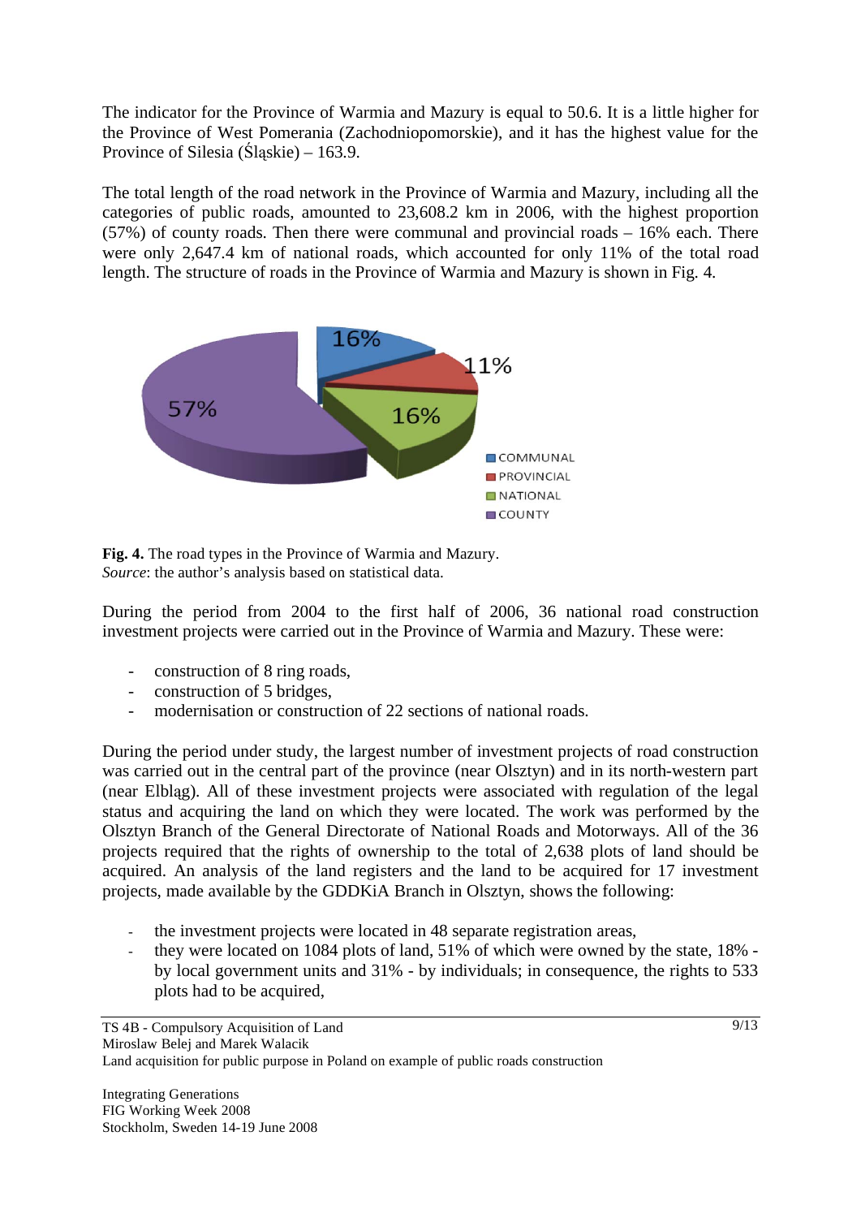The indicator for the Province of Warmia and Mazury is equal to 50.6. It is a little higher for the Province of West Pomerania (Zachodniopomorskie), and it has the highest value for the Province of Silesia (Śląskie) – 163.9.

The total length of the road network in the Province of Warmia and Mazury, including all the categories of public roads, amounted to 23,608.2 km in 2006, with the highest proportion (57%) of county roads. Then there were communal and provincial roads – 16% each. There were only 2,647.4 km of national roads, which accounted for only 11% of the total road length. The structure of roads in the Province of Warmia and Mazury is shown in Fig. 4.

**Fig. 4.** The road types in the Province of Warmia and Mazury.
*Source*: the author's analysis based on statistical data.

During the period from 2004 to the first half of 2006, 36 national road construction investment projects were carried out in the Province of Warmia and Mazury. These were:

- construction of 8 ring roads,
- construction of 5 bridges,
- modernisation or construction of 22 sections of national roads.

During the period under study, the largest number of investment projects of road construction was carried out in the central part of the province (near Olsztyn) and in its north-western part (near Elbląg). All of these investment projects were associated with regulation of the legal status and acquiring the land on which they were located. The work was performed by the Olsztyn Branch of the General Directorate of National Roads and Motorways. All of the 36 projects required that the rights of ownership to the total of 2,638 plots of land should be acquired. An analysis of the land registers and the land to be acquired for 17 investment projects, made available by the GDDKiA Branch in Olsztyn, shows the following:

- the investment projects were located in 48 separate registration areas,
- they were located on 1084 plots of land, 51% of which were owned by the state, 18% - by local government units and 31% - by individuals; in consequence, the rights to 533 plots had to be acquired,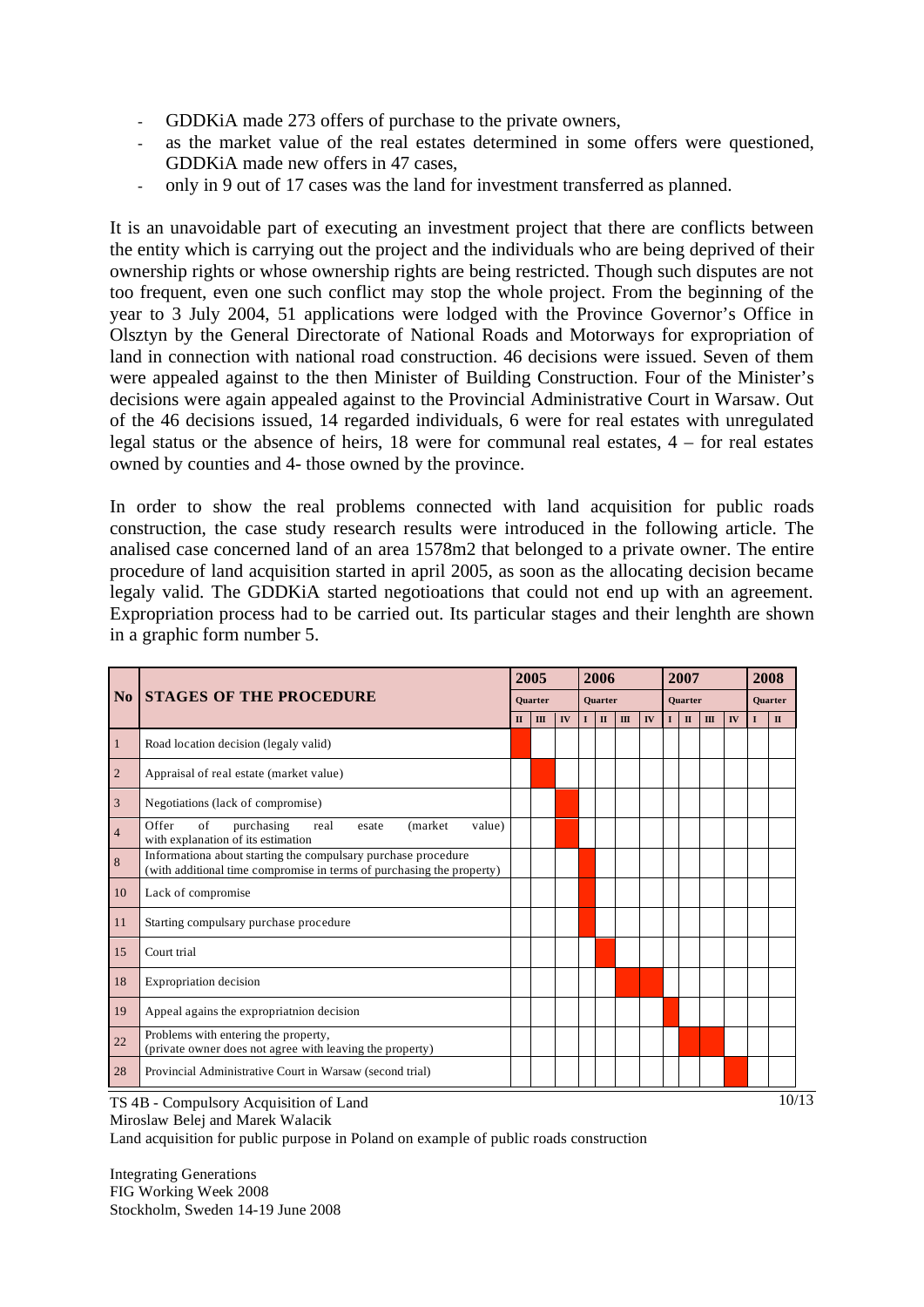- GDDKiA made 273 offers of purchase to the private owners,
- as the market value of the real estates determined in some offers were questioned, GDDKiA made new offers in 47 cases,
- only in 9 out of 17 cases was the land for investment transferred as planned.

It is an unavoidable part of executing an investment project that there are conflicts between the entity which is carrying out the project and the individuals who are being deprived of their ownership rights or whose ownership rights are being restricted. Though such disputes are not too frequent, even one such conflict may stop the whole project. From the beginning of the year to 3 July 2004, 51 applications were lodged with the Province Governor's Office in Olsztyn by the General Directorate of National Roads and Motorways for expropriation of land in connection with national road construction. 46 decisions were issued. Seven of them were appealed against to the then Minister of Building Construction. Four of the Minister's decisions were again appealed against to the Provincial Administrative Court in Warsaw. Out of the 46 decisions issued, 14 regarded individuals, 6 were for real estates with unregulated legal status or the absence of heirs, 18 were for communal real estates, 4 – for real estates owned by counties and 4- those owned by the province.

In order to show the real problems connected with land acquisition for public roads construction, the case study research results were introduced in the following article. The analised case concerned land of an area 1578m2 that belonged to a private owner. The entire procedure of land acquisition started in april 2005, as soon as the allocating decision became legaly valid. The GDDKiA started negotioations that could not end up with an agreement. Expropriation process had to be carried out. Its particular stages and their lenghth are shown in a graphic form number 5.

| No | STAGES OF THE PROCEDURE | 2005 | | | 2006 | | | | 2007 | | | | 2008 | |
|---|---|---|---|---|---|---|---|---|---|---|---|---|---|---|
| | | Quarter | | | Quarter | | | | Quarter | | | | Quarter | |
| | | II | III | IV | I | II | III | IV | I | II | III | IV | I | II |
| 1 | Road location decision (legaly valid) | ■ | | | | | | | | | | | | |
| 2 | Appraisal of real estate (market value) | | ■ | | | | | | | | | | | |
| 3 | Negotiations (lack of compromise) | | | ■ | | | | | | | | | | |
| 4 | Offer of purchasing real esate (market value) with explanation of its estimation | | | ■ | | | | | | | | | | |
| 8 | Informationa about starting the compulsary purchase procedure (with additional time compromise in terms of purchasing the property) | | | | ■ | | | | | | | | | |
| 10 | Lack of compromise | | | | ■ | | | | | | | | | |
| 11 | Starting compulsary purchase procedure | | | | ■ | | | | | | | | | |
| 15 | Court trial | | | | | ■ | | | | | | | | |
| 18 | Expropriation decision | | | | | | ■ | ■ | | | | | | |
| 19 | Appeal agains the expropriatnion decision | | | | | | | | ■ | | | | | |
| 22 | Problems with entering the property, (private owner does not agree with leaving the property) | | | | | | | | | ■ | ■ | | | |
| 28 | Provincial Administrative Court in Warsaw (second trial) | | | | | | | | | | | ■ | | |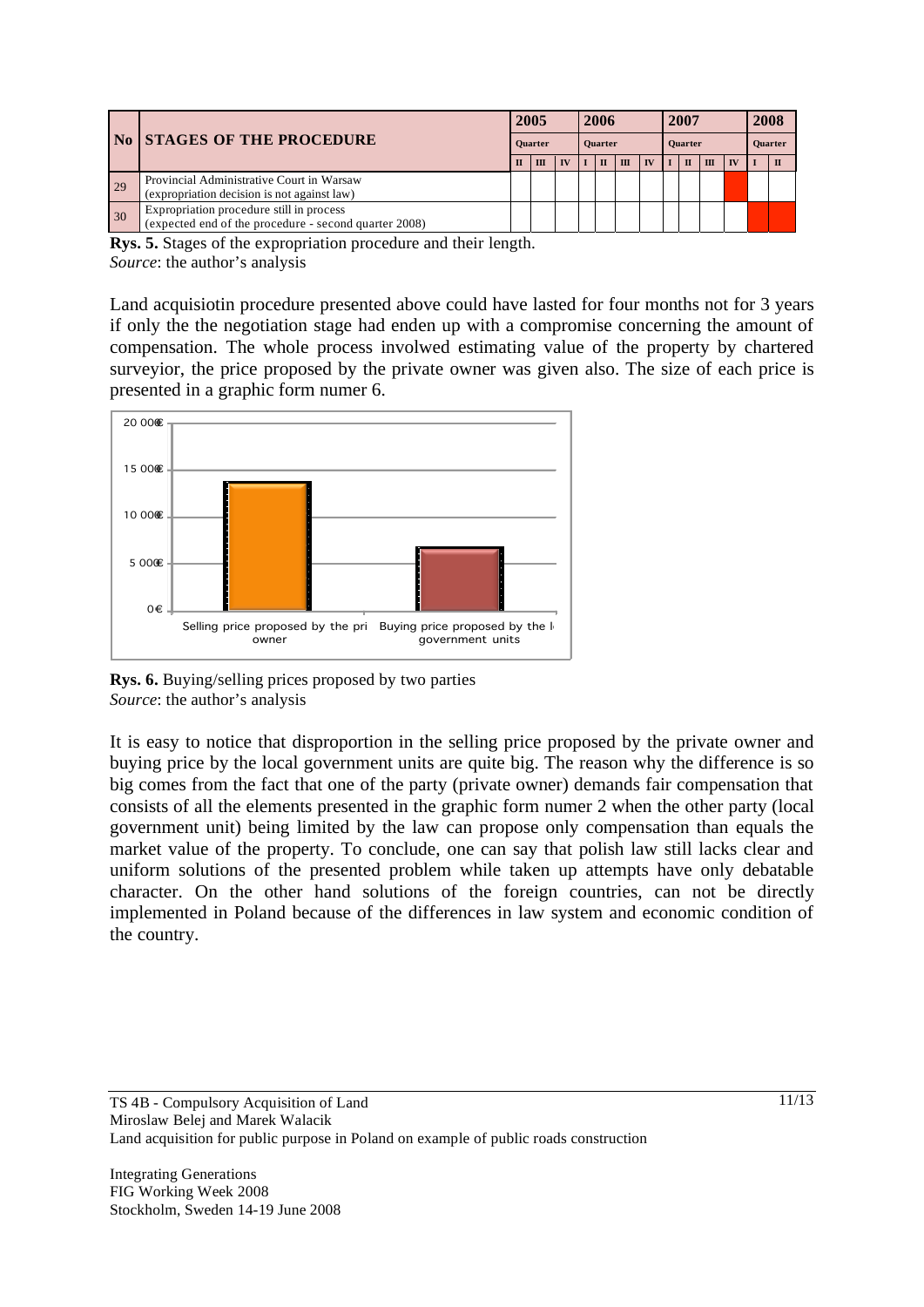| No | STAGES OF THE PROCEDURE | 2005 | | | 2006 | | | | 2007 | | | | 2008 | |
|---|---|---|---|---|---|---|---|---|---|---|---|---|---|---|
| | | Quarter | | | Quarter | | | | Quarter | | | | Quarter | |
| | | II | III | IV | I | II | III | IV | I | II | III | IV | I | II |
| 29 | Provincial Administrative Court in Warsaw (expropriation decision is not against law) | | | | | | | | | | | ■ | | |
| 30 | Expropriation procedure still in process (expected end of the procedure - second quarter 2008) | | | | | | | | | | | | ■ | ■ |

**Rys. 5.** Stages of the expropriation procedure and their length.
*Source*: the author's analysis

Land acquisiotin procedure presented above could have lasted for four months not for 3 years if only the the negotiation stage had enden up with a compromise concerning the amount of compensation. The whole process involwed estimating value of the property by chartered surveyior, the price proposed by the private owner was given also. The size of each price is presented in a graphic form numer 6.

**Rys. 6.** Buying/selling prices proposed by two parties
*Source*: the author's analysis

It is easy to notice that disproportion in the selling price proposed by the private owner and buying price by the local government units are quite big. The reason why the difference is so big comes from the fact that one of the party (private owner) demands fair compensation that consists of all the elements presented in the graphic form numer 2 when the other party (local government unit) being limited by the law can propose only compensation than equals the market value of the property. To conclude, one can say that polish law still lacks clear and uniform solutions of the presented problem while taken up attempts have only debatable character. On the other hand solutions of the foreign countries, can not be directly implemented in Poland because of the differences in law system and economic condition of the country.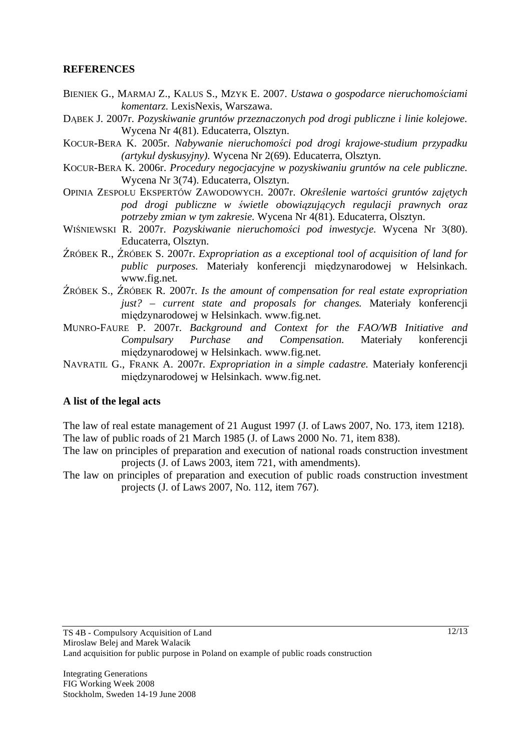**REFERENCES**

BIENIEK G., MARMAJ Z., KALUS S., MZYK E. 2007. *Ustawa o gospodarce nieruchomościami komentarz.* LexisNexis, Warszawa.

DĄBEK J. 2007r. *Pozyskiwanie gruntów przeznaczonych pod drogi publiczne i linie kolejowe.* Wycena Nr 4(81). Educaterra, Olsztyn.

KOCUR-BERA K. 2005r. *Nabywanie nieruchomości pod drogi krajowe-studium przypadku (artykuł dyskusyjny).* Wycena Nr 2(69). Educaterra, Olsztyn.

KOCUR-BERA K. 2006r. *Procedury negocjacyjne w pozyskiwaniu gruntów na cele publiczne.* Wycena Nr 3(74). Educaterra, Olsztyn.

OPINIA ZESPOŁU EKSPERTÓW ZAWODOWYCH. 2007r. *Określenie wartości gruntów zajętych pod drogi publiczne w świetle obowiązujących regulacji prawnych oraz potrzeby zmian w tym zakresie.* Wycena Nr 4(81). Educaterra, Olsztyn.

WIŚNIEWSKI R. 2007r. *Pozyskiwanie nieruchomości pod inwestycje.* Wycena Nr 3(80). Educaterra, Olsztyn.

ŹRÓBEK R., ŹRÓBEK S. 2007r. *Expropriation as a exceptional tool of acquisition of land for public purposes*. Materiały konferencji międzynarodowej w Helsinkach. www.fig.net.

ŹRÓBEK S., ŹRÓBEK R. 2007r. *Is the amount of compensation for real estate expropriation just? – current state and proposals for changes.* Materiały konferencji międzynarodowej w Helsinkach. www.fig.net.

MUNRO-FAURE P. 2007r. *Background and Context for the FAO/WB Initiative and Compulsary Purchase and Compensation.* Materiały konferencji międzynarodowej w Helsinkach. www.fig.net.

NAVRATIL G., FRANK A. 2007r. *Expropriation in a simple cadastre.* Materiały konferencji międzynarodowej w Helsinkach. www.fig.net.

**A list of the legal acts**

The law of real estate management of 21 August 1997 (J. of Laws 2007, No. 173, item 1218).

The law of public roads of 21 March 1985 (J. of Laws 2000 No. 71, item 838).

The law on principles of preparation and execution of national roads construction investment projects (J. of Laws 2003, item 721, with amendments).

The law on principles of preparation and execution of public roads construction investment projects (J. of Laws 2007, No. 112, item 767).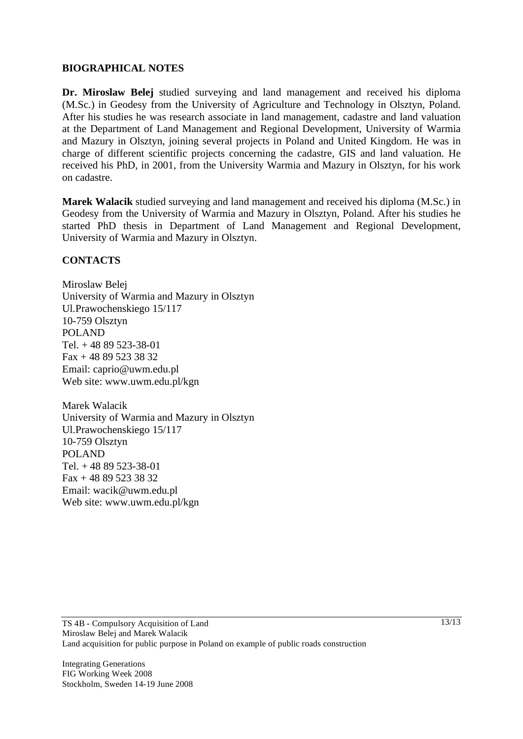## BIOGRAPHICAL NOTES

**Dr. Miroslaw Belej** studied surveying and land management and received his diploma (M.Sc.) in Geodesy from the University of Agriculture and Technology in Olsztyn, Poland. After his studies he was research associate in land management, cadastre and land valuation at the Department of Land Management and Regional Development, University of Warmia and Mazury in Olsztyn, joining several projects in Poland and United Kingdom. He was in charge of different scientific projects concerning the cadastre, GIS and land valuation. He received his PhD, in 2001, from the University Warmia and Mazury in Olsztyn, for his work on cadastre.

**Marek Walacik** studied surveying and land management and received his diploma (M.Sc.) in Geodesy from the University of Warmia and Mazury in Olsztyn, Poland. After his studies he started PhD thesis in Department of Land Management and Regional Development, University of Warmia and Mazury in Olsztyn.

## CONTACTS

Miroslaw Belej
University of Warmia and Mazury in Olsztyn
Ul.Prawochenskiego 15/117
10-759 Olsztyn
POLAND
Tel. + 48 89 523-38-01
Fax + 48 89 523 38 32
Email: caprio@uwm.edu.pl
Web site: www.uwm.edu.pl/kgn

Marek Walacik
University of Warmia and Mazury in Olsztyn
Ul.Prawochenskiego 15/117
10-759 Olsztyn
POLAND
Tel. + 48 89 523-38-01
Fax + 48 89 523 38 32
Email: wacik@uwm.edu.pl
Web site: www.uwm.edu.pl/kgn